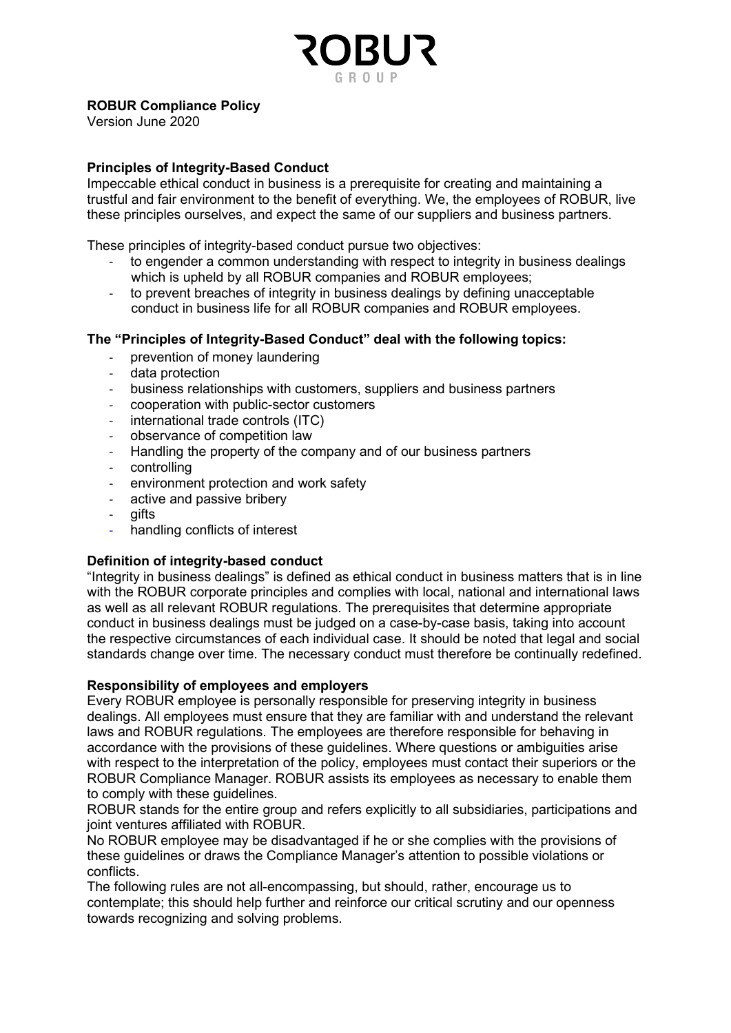**ROBUR Compliance Policy**

Version June 2020

**Principles of Integrity-Based Conduct**

Impeccable ethical conduct in business is a prerequisite for creating and maintaining a trustful and fair environment to the benefit of everything. We, the employees of ROBUR, live these principles ourselves, and expect the same of our suppliers and business partners.

These principles of integrity-based conduct pursue two objectives:

- to engender a common understanding with respect to integrity in business dealings which is upheld by all ROBUR companies and ROBUR employees;
- to prevent breaches of integrity in business dealings by defining unacceptable conduct in business life for all ROBUR companies and ROBUR employees.

**The "Principles of Integrity-Based Conduct" deal with the following topics:**

- prevention of money laundering
- data protection
- business relationships with customers, suppliers and business partners
- cooperation with public-sector customers
- international trade controls (ITC)
- observance of competition law
- Handling the property of the company and of our business partners
- controlling
- environment protection and work safety
- active and passive bribery
- gifts
- handling conflicts of interest

**Definition of integrity-based conduct**

"Integrity in business dealings" is defined as ethical conduct in business matters that is in line with the ROBUR corporate principles and complies with local, national and international laws as well as all relevant ROBUR regulations. The prerequisites that determine appropriate conduct in business dealings must be judged on a case-by-case basis, taking into account the respective circumstances of each individual case. It should be noted that legal and social standards change over time. The necessary conduct must therefore be continually redefined.

**Responsibility of employees and employers**

Every ROBUR employee is personally responsible for preserving integrity in business dealings. All employees must ensure that they are familiar with and understand the relevant laws and ROBUR regulations. The employees are therefore responsible for behaving in accordance with the provisions of these guidelines. Where questions or ambiguities arise with respect to the interpretation of the policy, employees must contact their superiors or the ROBUR Compliance Manager. ROBUR assists its employees as necessary to enable them to comply with these guidelines.

ROBUR stands for the entire group and refers explicitly to all subsidiaries, participations and joint ventures affiliated with ROBUR.

No ROBUR employee may be disadvantaged if he or she complies with the provisions of these guidelines or draws the Compliance Manager's attention to possible violations or conflicts.

The following rules are not all-encompassing, but should, rather, encourage us to contemplate; this should help further and reinforce our critical scrutiny and our openness towards recognizing and solving problems.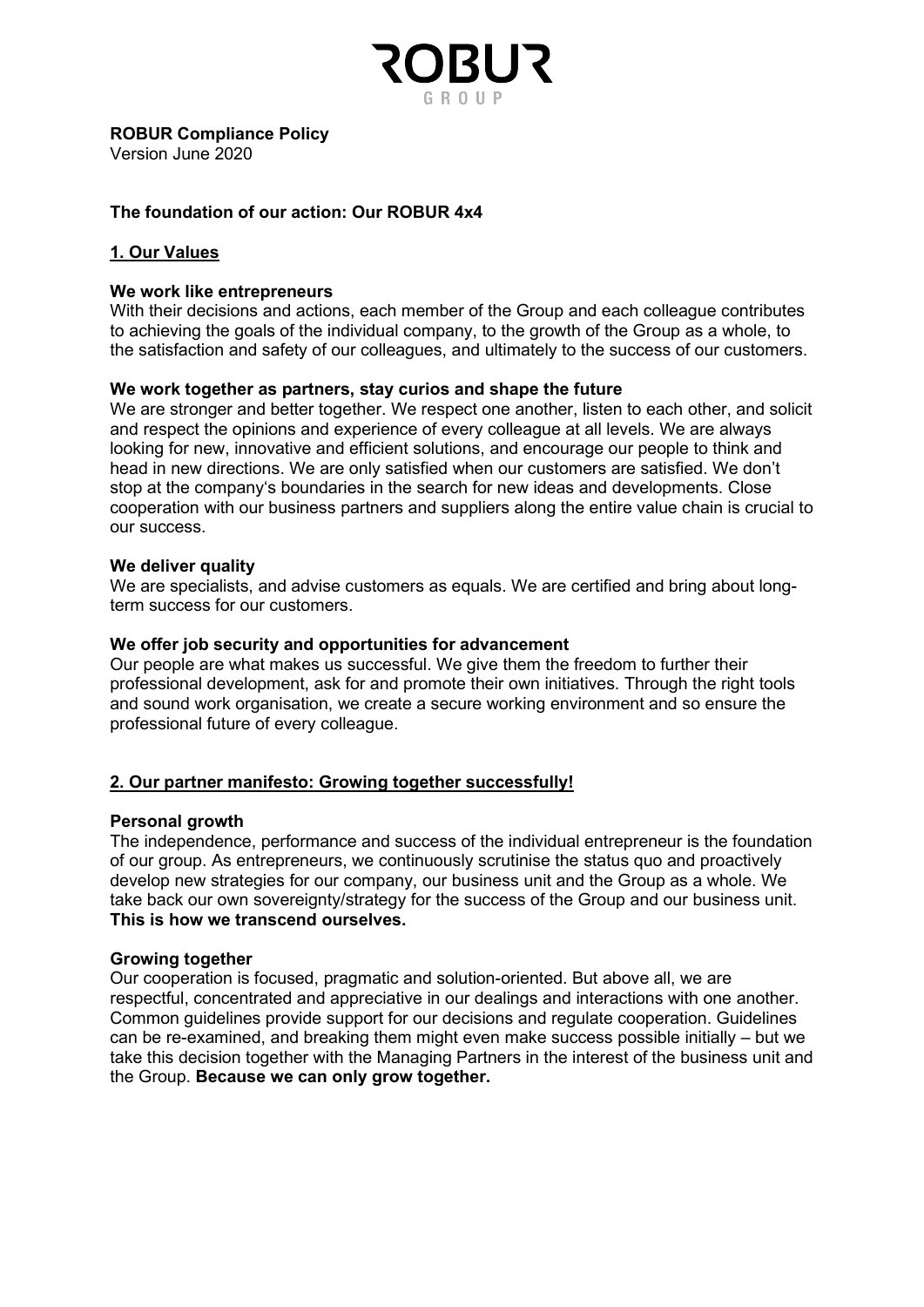**ROBUR Compliance Policy**
Version June 2020

## The foundation of our action: Our ROBUR 4x4

### 1. Our Values

**We work like entrepreneurs**
With their decisions and actions, each member of the Group and each colleague contributes to achieving the goals of the individual company, to the growth of the Group as a whole, to the satisfaction and safety of our colleagues, and ultimately to the success of our customers.

**We work together as partners, stay curios and shape the future**
We are stronger and better together. We respect one another, listen to each other, and solicit and respect the opinions and experience of every colleague at all levels. We are always looking for new, innovative and efficient solutions, and encourage our people to think and head in new directions. We are only satisfied when our customers are satisfied. We don't stop at the company's boundaries in the search for new ideas and developments. Close cooperation with our business partners and suppliers along the entire value chain is crucial to our success.

**We deliver quality**
We are specialists, and advise customers as equals. We are certified and bring about long-term success for our customers.

**We offer job security and opportunities for advancement**
Our people are what makes us successful. We give them the freedom to further their professional development, ask for and promote their own initiatives. Through the right tools and sound work organisation, we create a secure working environment and so ensure the professional future of every colleague.

### 2. Our partner manifesto: Growing together successfully!

**Personal growth**
The independence, performance and success of the individual entrepreneur is the foundation of our group. As entrepreneurs, we continuously scrutinise the status quo and proactively develop new strategies for our company, our business unit and the Group as a whole. We take back our own sovereignty/strategy for the success of the Group and our business unit. **This is how we transcend ourselves.**

**Growing together**
Our cooperation is focused, pragmatic and solution-oriented. But above all, we are respectful, concentrated and appreciative in our dealings and interactions with one another. Common guidelines provide support for our decisions and regulate cooperation. Guidelines can be re-examined, and breaking them might even make success possible initially – but we take this decision together with the Managing Partners in the interest of the business unit and the Group. **Because we can only grow together.**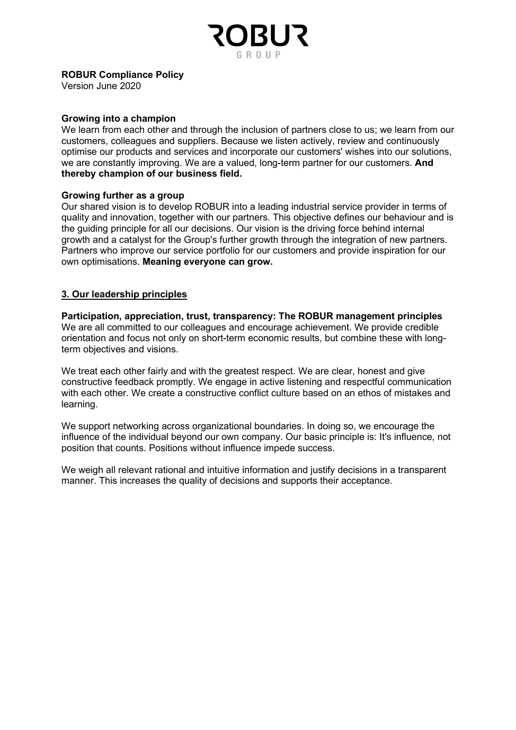**ROBUR Compliance Policy**
Version June 2020

**Growing into a champion**
We learn from each other and through the inclusion of partners close to us; we learn from our customers, colleagues and suppliers. Because we listen actively, review and continuously optimise our products and services and incorporate our customers' wishes into our solutions, we are constantly improving. We are a valued, long-term partner for our customers. **And thereby champion of our business field.**

**Growing further as a group**
Our shared vision is to develop ROBUR into a leading industrial service provider in terms of quality and innovation, together with our partners. This objective defines our behaviour and is the guiding principle for all our decisions. Our vision is the driving force behind internal growth and a catalyst for the Group's further growth through the integration of new partners. Partners who improve our service portfolio for our customers and provide inspiration for our own optimisations. **Meaning everyone can grow.**

## 3. Our leadership principles

**Participation, appreciation, trust, transparency: The ROBUR management principles**
We are all committed to our colleagues and encourage achievement. We provide credible orientation and focus not only on short-term economic results, but combine these with long-term objectives and visions.

We treat each other fairly and with the greatest respect. We are clear, honest and give constructive feedback promptly. We engage in active listening and respectful communication with each other. We create a constructive conflict culture based on an ethos of mistakes and learning.

We support networking across organizational boundaries. In doing so, we encourage the influence of the individual beyond our own company. Our basic principle is: It's influence, not position that counts. Positions without influence impede success.

We weigh all relevant rational and intuitive information and justify decisions in a transparent manner. This increases the quality of decisions and supports their acceptance.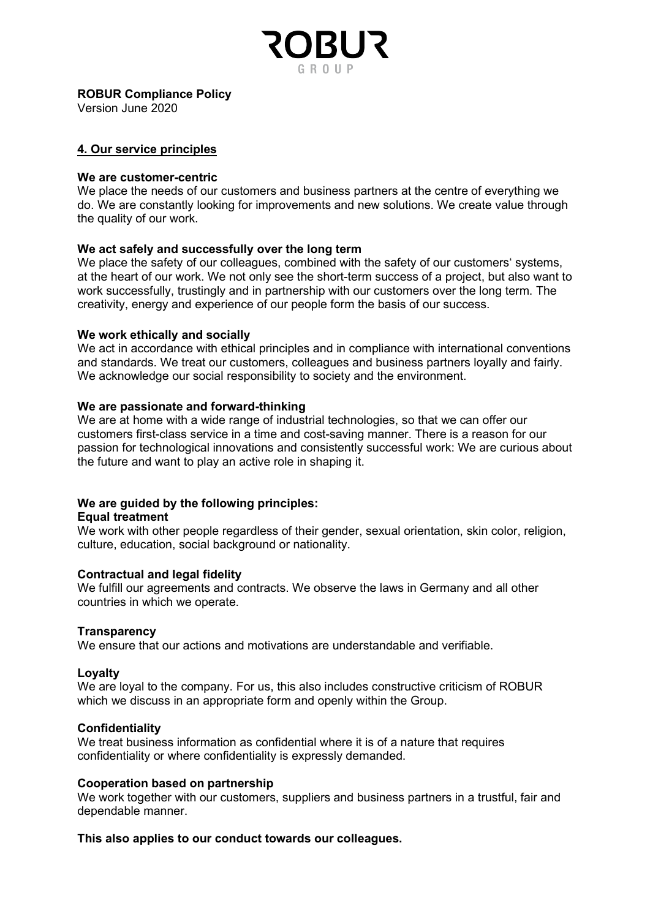**ROBUR Compliance Policy**
Version June 2020

## 4. Our service principles

**We are customer-centric**
We place the needs of our customers and business partners at the centre of everything we do. We are constantly looking for improvements and new solutions. We create value through the quality of our work.

**We act safely and successfully over the long term**
We place the safety of our colleagues, combined with the safety of our customers' systems, at the heart of our work. We not only see the short-term success of a project, but also want to work successfully, trustingly and in partnership with our customers over the long term. The creativity, energy and experience of our people form the basis of our success.

**We work ethically and socially**
We act in accordance with ethical principles and in compliance with international conventions and standards. We treat our customers, colleagues and business partners loyally and fairly. We acknowledge our social responsibility to society and the environment.

**We are passionate and forward-thinking**
We are at home with a wide range of industrial technologies, so that we can offer our customers first-class service in a time and cost-saving manner. There is a reason for our passion for technological innovations and consistently successful work: We are curious about the future and want to play an active role in shaping it.

**We are guided by the following principles:**

**Equal treatment**
We work with other people regardless of their gender, sexual orientation, skin color, religion, culture, education, social background or nationality.

**Contractual and legal fidelity**
We fulfill our agreements and contracts. We observe the laws in Germany and all other countries in which we operate.

**Transparency**
We ensure that our actions and motivations are understandable and verifiable.

**Loyalty**
We are loyal to the company. For us, this also includes constructive criticism of ROBUR which we discuss in an appropriate form and openly within the Group.

**Confidentiality**
We treat business information as confidential where it is of a nature that requires confidentiality or where confidentiality is expressly demanded.

**Cooperation based on partnership**
We work together with our customers, suppliers and business partners in a trustful, fair and dependable manner.

**This also applies to our conduct towards our colleagues.**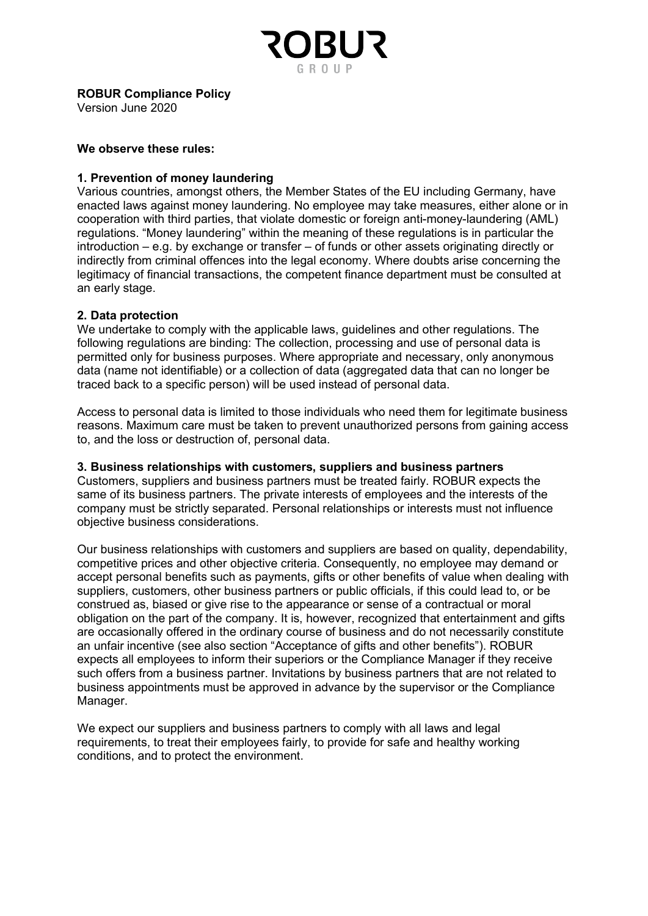**ROBUR Compliance Policy**
Version June 2020

**We observe these rules:**

**1. Prevention of money laundering**

Various countries, amongst others, the Member States of the EU including Germany, have enacted laws against money laundering. No employee may take measures, either alone or in cooperation with third parties, that violate domestic or foreign anti-money-laundering (AML) regulations. "Money laundering" within the meaning of these regulations is in particular the introduction – e.g. by exchange or transfer – of funds or other assets originating directly or indirectly from criminal offences into the legal economy. Where doubts arise concerning the legitimacy of financial transactions, the competent finance department must be consulted at an early stage.

**2. Data protection**

We undertake to comply with the applicable laws, guidelines and other regulations. The following regulations are binding: The collection, processing and use of personal data is permitted only for business purposes. Where appropriate and necessary, only anonymous data (name not identifiable) or a collection of data (aggregated data that can no longer be traced back to a specific person) will be used instead of personal data.

Access to personal data is limited to those individuals who need them for legitimate business reasons. Maximum care must be taken to prevent unauthorized persons from gaining access to, and the loss or destruction of, personal data.

**3. Business relationships with customers, suppliers and business partners**

Customers, suppliers and business partners must be treated fairly. ROBUR expects the same of its business partners. The private interests of employees and the interests of the company must be strictly separated. Personal relationships or interests must not influence objective business considerations.

Our business relationships with customers and suppliers are based on quality, dependability, competitive prices and other objective criteria. Consequently, no employee may demand or accept personal benefits such as payments, gifts or other benefits of value when dealing with suppliers, customers, other business partners or public officials, if this could lead to, or be construed as, biased or give rise to the appearance or sense of a contractual or moral obligation on the part of the company. It is, however, recognized that entertainment and gifts are occasionally offered in the ordinary course of business and do not necessarily constitute an unfair incentive (see also section "Acceptance of gifts and other benefits"). ROBUR expects all employees to inform their superiors or the Compliance Manager if they receive such offers from a business partner. Invitations by business partners that are not related to business appointments must be approved in advance by the supervisor or the Compliance Manager.

We expect our suppliers and business partners to comply with all laws and legal requirements, to treat their employees fairly, to provide for safe and healthy working conditions, and to protect the environment.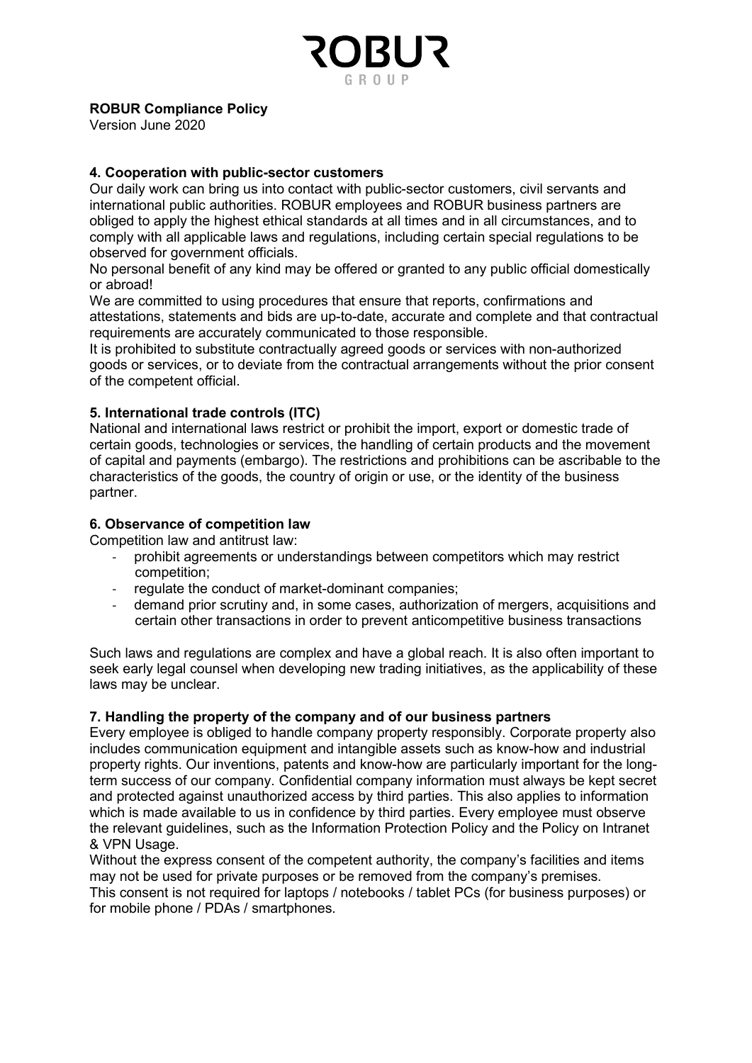**ROBUR Compliance Policy**
Version June 2020

### 4. Cooperation with public-sector customers

Our daily work can bring us into contact with public-sector customers, civil servants and international public authorities. ROBUR employees and ROBUR business partners are obliged to apply the highest ethical standards at all times and in all circumstances, and to comply with all applicable laws and regulations, including certain special regulations to be observed for government officials.

No personal benefit of any kind may be offered or granted to any public official domestically or abroad!

We are committed to using procedures that ensure that reports, confirmations and attestations, statements and bids are up-to-date, accurate and complete and that contractual requirements are accurately communicated to those responsible.

It is prohibited to substitute contractually agreed goods or services with non-authorized goods or services, or to deviate from the contractual arrangements without the prior consent of the competent official.

### 5. International trade controls (ITC)

National and international laws restrict or prohibit the import, export or domestic trade of certain goods, technologies or services, the handling of certain products and the movement of capital and payments (embargo). The restrictions and prohibitions can be ascribable to the characteristics of the goods, the country of origin or use, or the identity of the business partner.

### 6. Observance of competition law

Competition law and antitrust law:

- prohibit agreements or understandings between competitors which may restrict competition;
- regulate the conduct of market-dominant companies;
- demand prior scrutiny and, in some cases, authorization of mergers, acquisitions and certain other transactions in order to prevent anticompetitive business transactions

Such laws and regulations are complex and have a global reach. It is also often important to seek early legal counsel when developing new trading initiatives, as the applicability of these laws may be unclear.

### 7. Handling the property of the company and of our business partners

Every employee is obliged to handle company property responsibly. Corporate property also includes communication equipment and intangible assets such as know-how and industrial property rights. Our inventions, patents and know-how are particularly important for the long-term success of our company. Confidential company information must always be kept secret and protected against unauthorized access by third parties. This also applies to information which is made available to us in confidence by third parties. Every employee must observe the relevant guidelines, such as the Information Protection Policy and the Policy on Intranet & VPN Usage.

Without the express consent of the competent authority, the company's facilities and items may not be used for private purposes or be removed from the company's premises.
This consent is not required for laptops / notebooks / tablet PCs (for business purposes) or for mobile phone / PDAs / smartphones.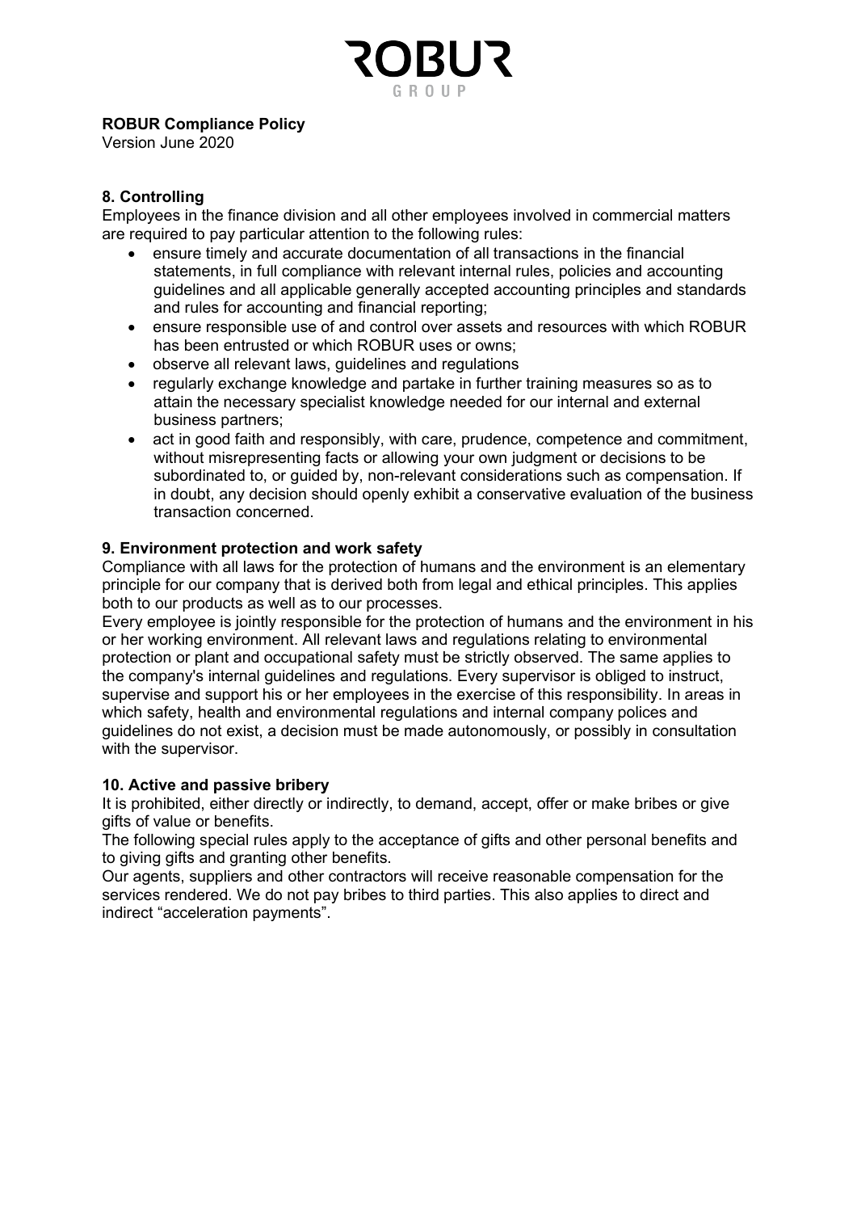**ROBUR Compliance Policy**
Version June 2020

## 8. Controlling

Employees in the finance division and all other employees involved in commercial matters are required to pay particular attention to the following rules:

- ensure timely and accurate documentation of all transactions in the financial statements, in full compliance with relevant internal rules, policies and accounting guidelines and all applicable generally accepted accounting principles and standards and rules for accounting and financial reporting;
- ensure responsible use of and control over assets and resources with which ROBUR has been entrusted or which ROBUR uses or owns;
- observe all relevant laws, guidelines and regulations
- regularly exchange knowledge and partake in further training measures so as to attain the necessary specialist knowledge needed for our internal and external business partners;
- act in good faith and responsibly, with care, prudence, competence and commitment, without misrepresenting facts or allowing your own judgment or decisions to be subordinated to, or guided by, non-relevant considerations such as compensation. If in doubt, any decision should openly exhibit a conservative evaluation of the business transaction concerned.

## 9. Environment protection and work safety

Compliance with all laws for the protection of humans and the environment is an elementary principle for our company that is derived both from legal and ethical principles. This applies both to our products as well as to our processes.

Every employee is jointly responsible for the protection of humans and the environment in his or her working environment. All relevant laws and regulations relating to environmental protection or plant and occupational safety must be strictly observed. The same applies to the company's internal guidelines and regulations. Every supervisor is obliged to instruct, supervise and support his or her employees in the exercise of this responsibility. In areas in which safety, health and environmental regulations and internal company polices and guidelines do not exist, a decision must be made autonomously, or possibly in consultation with the supervisor.

## 10. Active and passive bribery

It is prohibited, either directly or indirectly, to demand, accept, offer or make bribes or give gifts of value or benefits.

The following special rules apply to the acceptance of gifts and other personal benefits and to giving gifts and granting other benefits.

Our agents, suppliers and other contractors will receive reasonable compensation for the services rendered. We do not pay bribes to third parties. This also applies to direct and indirect "acceleration payments".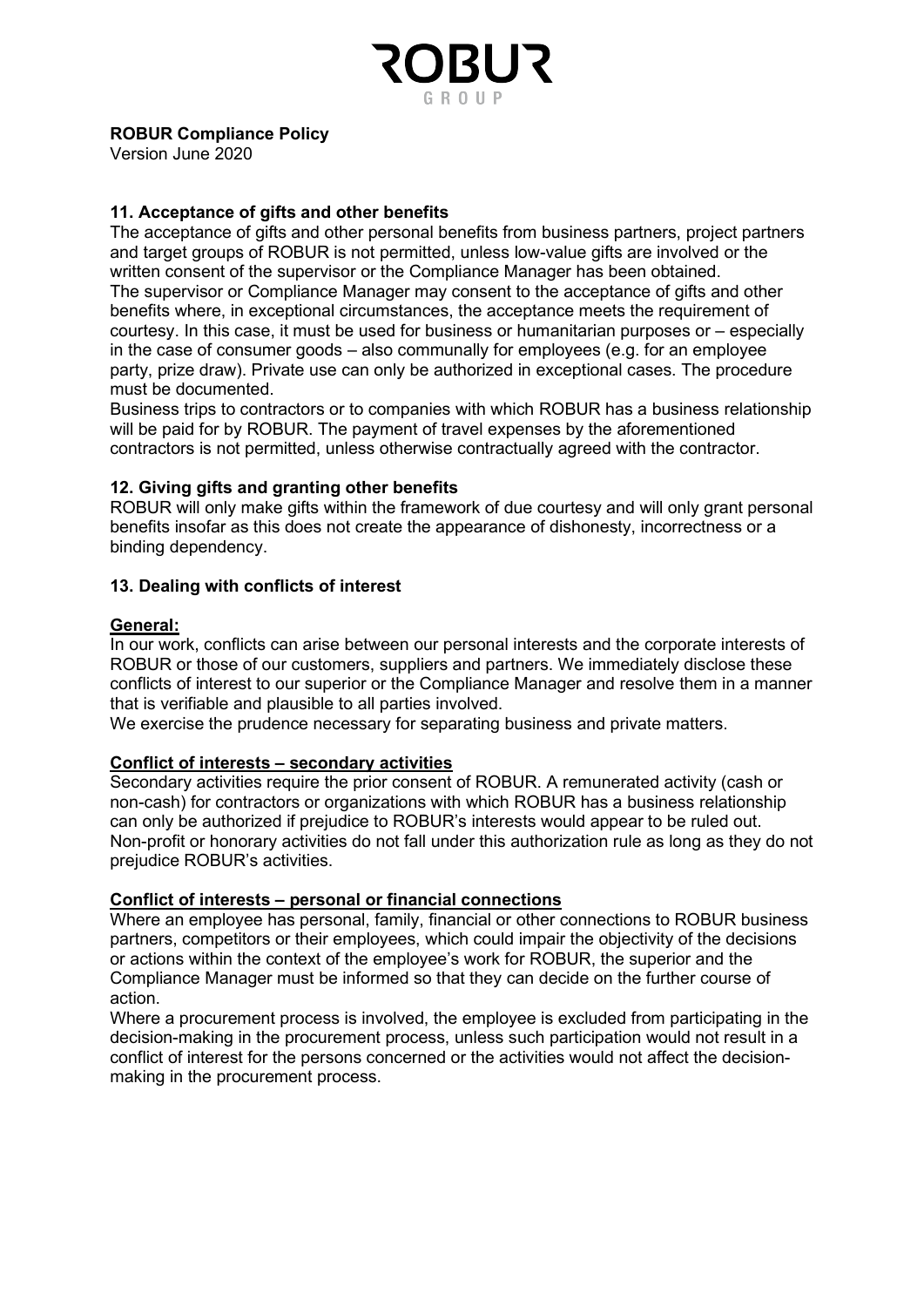**ROBUR Compliance Policy**
Version June 2020

### 11. Acceptance of gifts and other benefits

The acceptance of gifts and other personal benefits from business partners, project partners and target groups of ROBUR is not permitted, unless low-value gifts are involved or the written consent of the supervisor or the Compliance Manager has been obtained.
The supervisor or Compliance Manager may consent to the acceptance of gifts and other benefits where, in exceptional circumstances, the acceptance meets the requirement of courtesy. In this case, it must be used for business or humanitarian purposes or – especially in the case of consumer goods – also communally for employees (e.g. for an employee party, prize draw). Private use can only be authorized in exceptional cases. The procedure must be documented.
Business trips to contractors or to companies with which ROBUR has a business relationship will be paid for by ROBUR. The payment of travel expenses by the aforementioned contractors is not permitted, unless otherwise contractually agreed with the contractor.

### 12. Giving gifts and granting other benefits

ROBUR will only make gifts within the framework of due courtesy and will only grant personal benefits insofar as this does not create the appearance of dishonesty, incorrectness or a binding dependency.

### 13. Dealing with conflicts of interest

**General:**

In our work, conflicts can arise between our personal interests and the corporate interests of ROBUR or those of our customers, suppliers and partners. We immediately disclose these conflicts of interest to our superior or the Compliance Manager and resolve them in a manner that is verifiable and plausible to all parties involved.
We exercise the prudence necessary for separating business and private matters.

**Conflict of interests – secondary activities**

Secondary activities require the prior consent of ROBUR. A remunerated activity (cash or non-cash) for contractors or organizations with which ROBUR has a business relationship can only be authorized if prejudice to ROBUR's interests would appear to be ruled out. Non-profit or honorary activities do not fall under this authorization rule as long as they do not prejudice ROBUR's activities.

**Conflict of interests – personal or financial connections**

Where an employee has personal, family, financial or other connections to ROBUR business partners, competitors or their employees, which could impair the objectivity of the decisions or actions within the context of the employee's work for ROBUR, the superior and the Compliance Manager must be informed so that they can decide on the further course of action.
Where a procurement process is involved, the employee is excluded from participating in the decision-making in the procurement process, unless such participation would not result in a conflict of interest for the persons concerned or the activities would not affect the decision-making in the procurement process.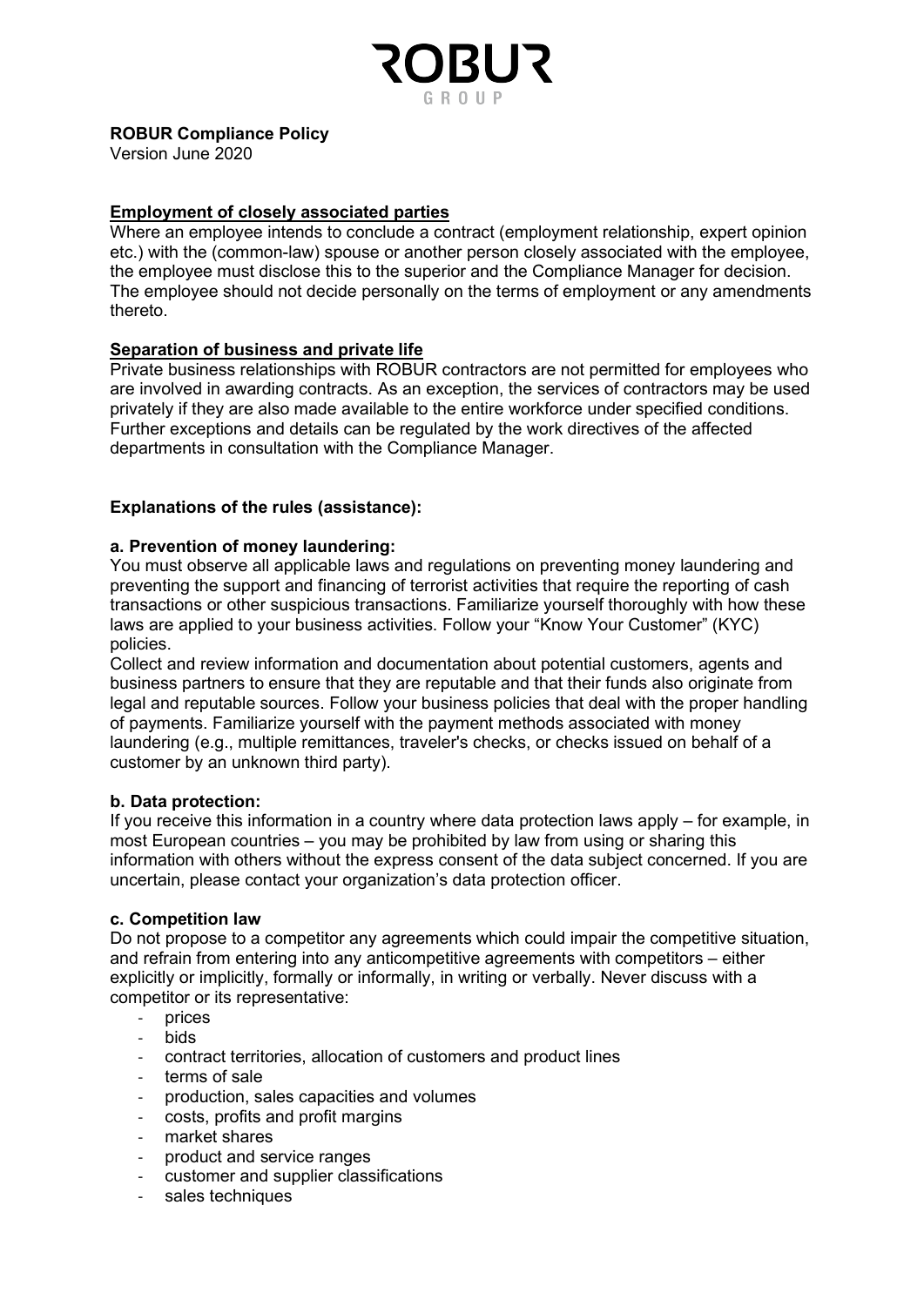**ROBUR Compliance Policy**
Version June 2020

**Employment of closely associated parties**

Where an employee intends to conclude a contract (employment relationship, expert opinion etc.) with the (common-law) spouse or another person closely associated with the employee, the employee must disclose this to the superior and the Compliance Manager for decision. The employee should not decide personally on the terms of employment or any amendments thereto.

**Separation of business and private life**

Private business relationships with ROBUR contractors are not permitted for employees who are involved in awarding contracts. As an exception, the services of contractors may be used privately if they are also made available to the entire workforce under specified conditions. Further exceptions and details can be regulated by the work directives of the affected departments in consultation with the Compliance Manager.

**Explanations of the rules (assistance):**

**a. Prevention of money laundering:**

You must observe all applicable laws and regulations on preventing money laundering and preventing the support and financing of terrorist activities that require the reporting of cash transactions or other suspicious transactions. Familiarize yourself thoroughly with how these laws are applied to your business activities. Follow your "Know Your Customer" (KYC) policies.

Collect and review information and documentation about potential customers, agents and business partners to ensure that they are reputable and that their funds also originate from legal and reputable sources. Follow your business policies that deal with the proper handling of payments. Familiarize yourself with the payment methods associated with money laundering (e.g., multiple remittances, traveler's checks, or checks issued on behalf of a customer by an unknown third party).

**b. Data protection:**

If you receive this information in a country where data protection laws apply – for example, in most European countries – you may be prohibited by law from using or sharing this information with others without the express consent of the data subject concerned. If you are uncertain, please contact your organization's data protection officer.

**c. Competition law**

Do not propose to a competitor any agreements which could impair the competitive situation, and refrain from entering into any anticompetitive agreements with competitors – either explicitly or implicitly, formally or informally, in writing or verbally. Never discuss with a competitor or its representative:

- prices
- bids
- contract territories, allocation of customers and product lines
- terms of sale
- production, sales capacities and volumes
- costs, profits and profit margins
- market shares
- product and service ranges
- customer and supplier classifications
- sales techniques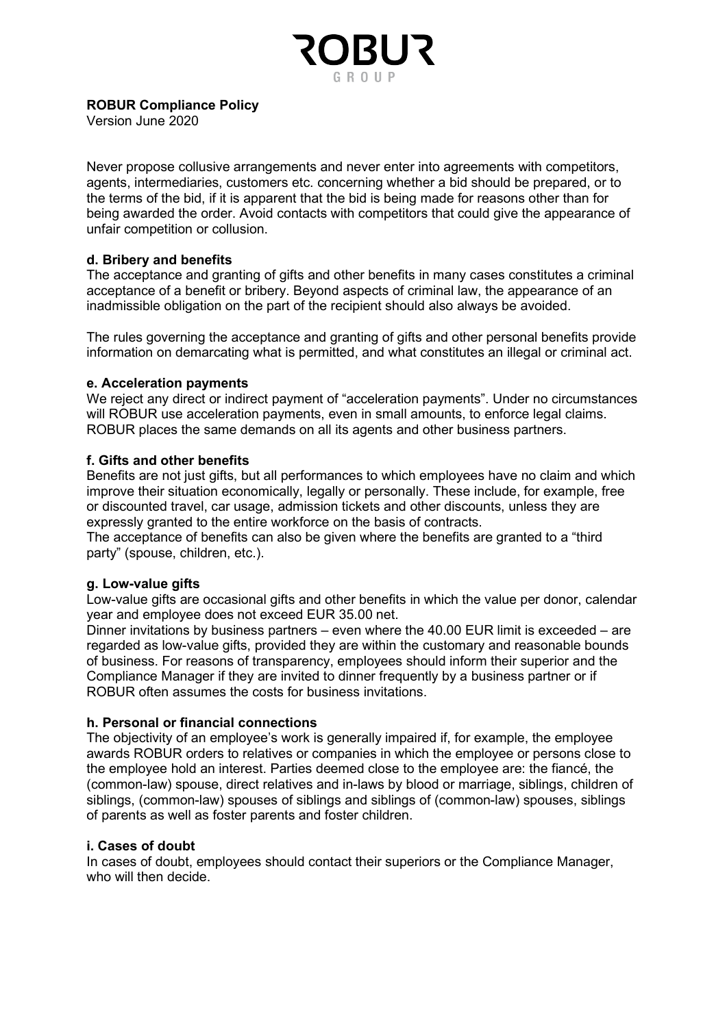**ROBUR Compliance Policy**
Version June 2020

Never propose collusive arrangements and never enter into agreements with competitors, agents, intermediaries, customers etc. concerning whether a bid should be prepared, or to the terms of the bid, if it is apparent that the bid is being made for reasons other than for being awarded the order. Avoid contacts with competitors that could give the appearance of unfair competition or collusion.

**d. Bribery and benefits**

The acceptance and granting of gifts and other benefits in many cases constitutes a criminal acceptance of a benefit or bribery. Beyond aspects of criminal law, the appearance of an inadmissible obligation on the part of the recipient should also always be avoided.

The rules governing the acceptance and granting of gifts and other personal benefits provide information on demarcating what is permitted, and what constitutes an illegal or criminal act.

**e. Acceleration payments**

We reject any direct or indirect payment of "acceleration payments". Under no circumstances will ROBUR use acceleration payments, even in small amounts, to enforce legal claims. ROBUR places the same demands on all its agents and other business partners.

**f. Gifts and other benefits**

Benefits are not just gifts, but all performances to which employees have no claim and which improve their situation economically, legally or personally. These include, for example, free or discounted travel, car usage, admission tickets and other discounts, unless they are expressly granted to the entire workforce on the basis of contracts.
The acceptance of benefits can also be given where the benefits are granted to a "third party" (spouse, children, etc.).

**g. Low-value gifts**

Low-value gifts are occasional gifts and other benefits in which the value per donor, calendar year and employee does not exceed EUR 35.00 net.
Dinner invitations by business partners – even where the 40.00 EUR limit is exceeded – are regarded as low-value gifts, provided they are within the customary and reasonable bounds of business. For reasons of transparency, employees should inform their superior and the Compliance Manager if they are invited to dinner frequently by a business partner or if ROBUR often assumes the costs for business invitations.

**h. Personal or financial connections**

The objectivity of an employee's work is generally impaired if, for example, the employee awards ROBUR orders to relatives or companies in which the employee or persons close to the employee hold an interest. Parties deemed close to the employee are: the fiancé, the (common-law) spouse, direct relatives and in-laws by blood or marriage, siblings, children of siblings, (common-law) spouses of siblings and siblings of (common-law) spouses, siblings of parents as well as foster parents and foster children.

**i. Cases of doubt**

In cases of doubt, employees should contact their superiors or the Compliance Manager, who will then decide.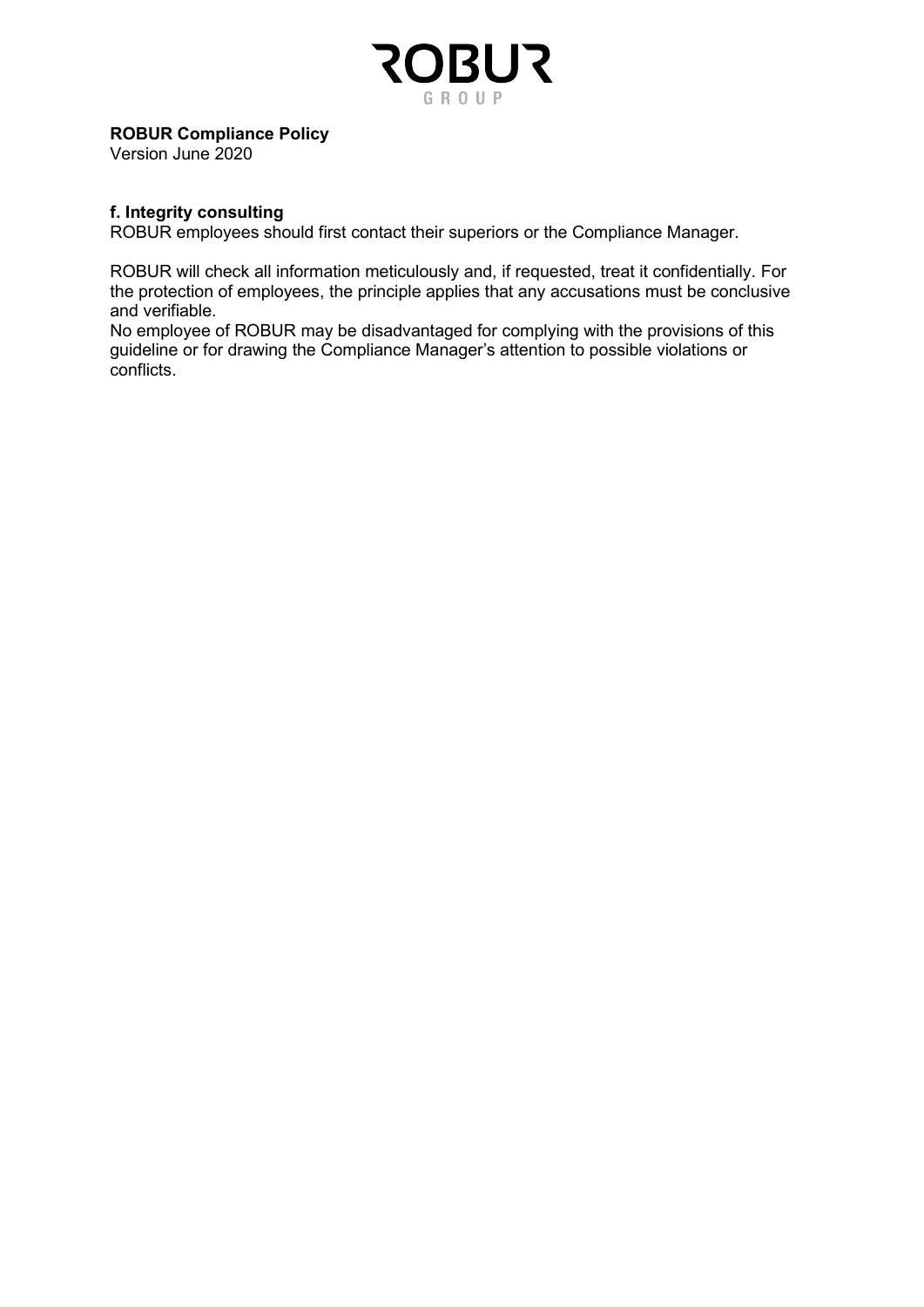**ROBUR Compliance Policy**
Version June 2020

**f. Integrity consulting**
ROBUR employees should first contact their superiors or the Compliance Manager.

ROBUR will check all information meticulously and, if requested, treat it confidentially. For the protection of employees, the principle applies that any accusations must be conclusive and verifiable.
No employee of ROBUR may be disadvantaged for complying with the provisions of this guideline or for drawing the Compliance Manager's attention to possible violations or conflicts.